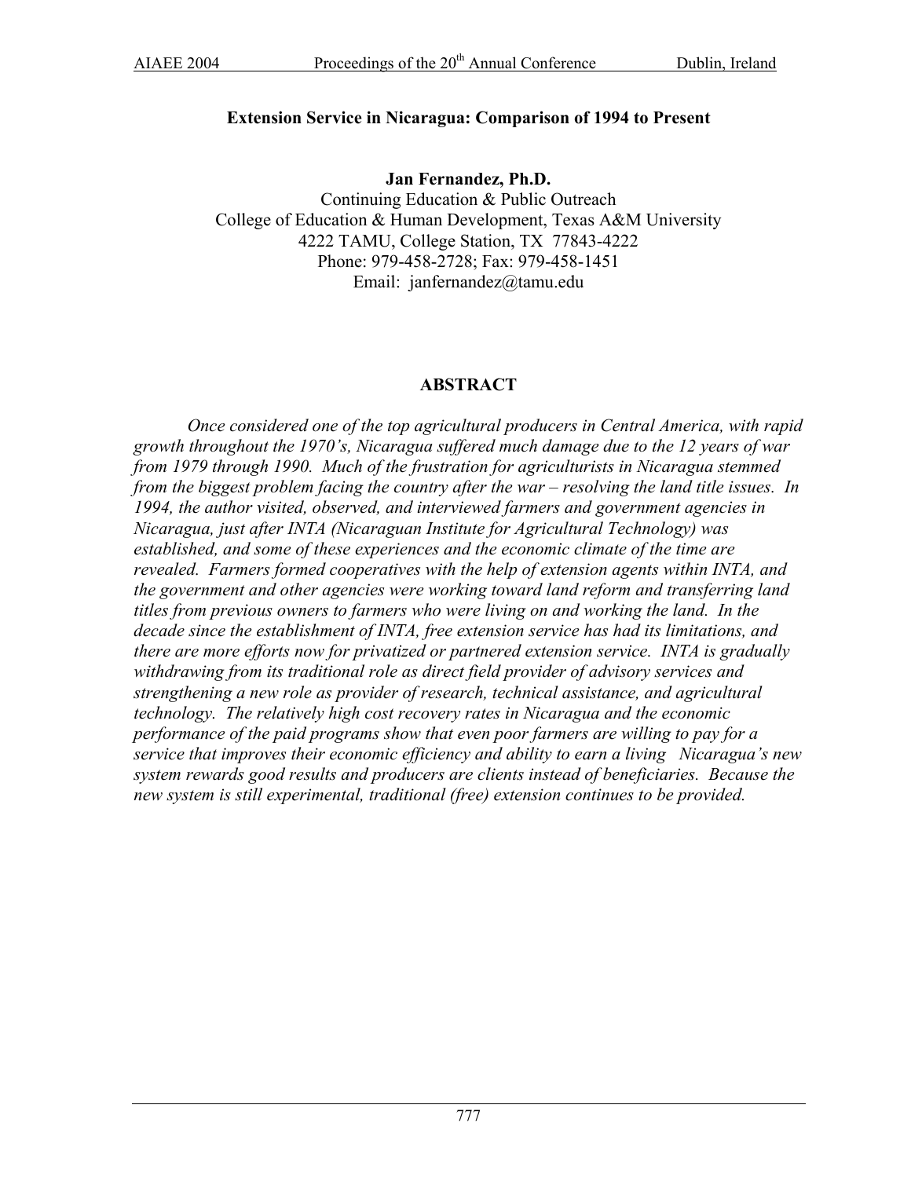# Extension Service in Nicaragua: Comparison of 1994 to Present

**Jan Fernandez, Ph.D.**
Continuing Education & Public Outreach
College of Education & Human Development, Texas A&M University
4222 TAMU, College Station, TX 77843-4222
Phone: 979-458-2728; Fax: 979-458-1451
Email: janfernandez@tamu.edu

## ABSTRACT

*Once considered one of the top agricultural producers in Central America, with rapid growth throughout the 1970's, Nicaragua suffered much damage due to the 12 years of war from 1979 through 1990. Much of the frustration for agriculturists in Nicaragua stemmed from the biggest problem facing the country after the war – resolving the land title issues. In 1994, the author visited, observed, and interviewed farmers and government agencies in Nicaragua, just after INTA (Nicaraguan Institute for Agricultural Technology) was established, and some of these experiences and the economic climate of the time are revealed. Farmers formed cooperatives with the help of extension agents within INTA, and the government and other agencies were working toward land reform and transferring land titles from previous owners to farmers who were living on and working the land. In the decade since the establishment of INTA, free extension service has had its limitations, and there are more efforts now for privatized or partnered extension service. INTA is gradually withdrawing from its traditional role as direct field provider of advisory services and strengthening a new role as provider of research, technical assistance, and agricultural technology. The relatively high cost recovery rates in Nicaragua and the economic performance of the paid programs show that even poor farmers are willing to pay for a service that improves their economic efficiency and ability to earn a living Nicaragua's new system rewards good results and producers are clients instead of beneficiaries. Because the new system is still experimental, traditional (free) extension continues to be provided.*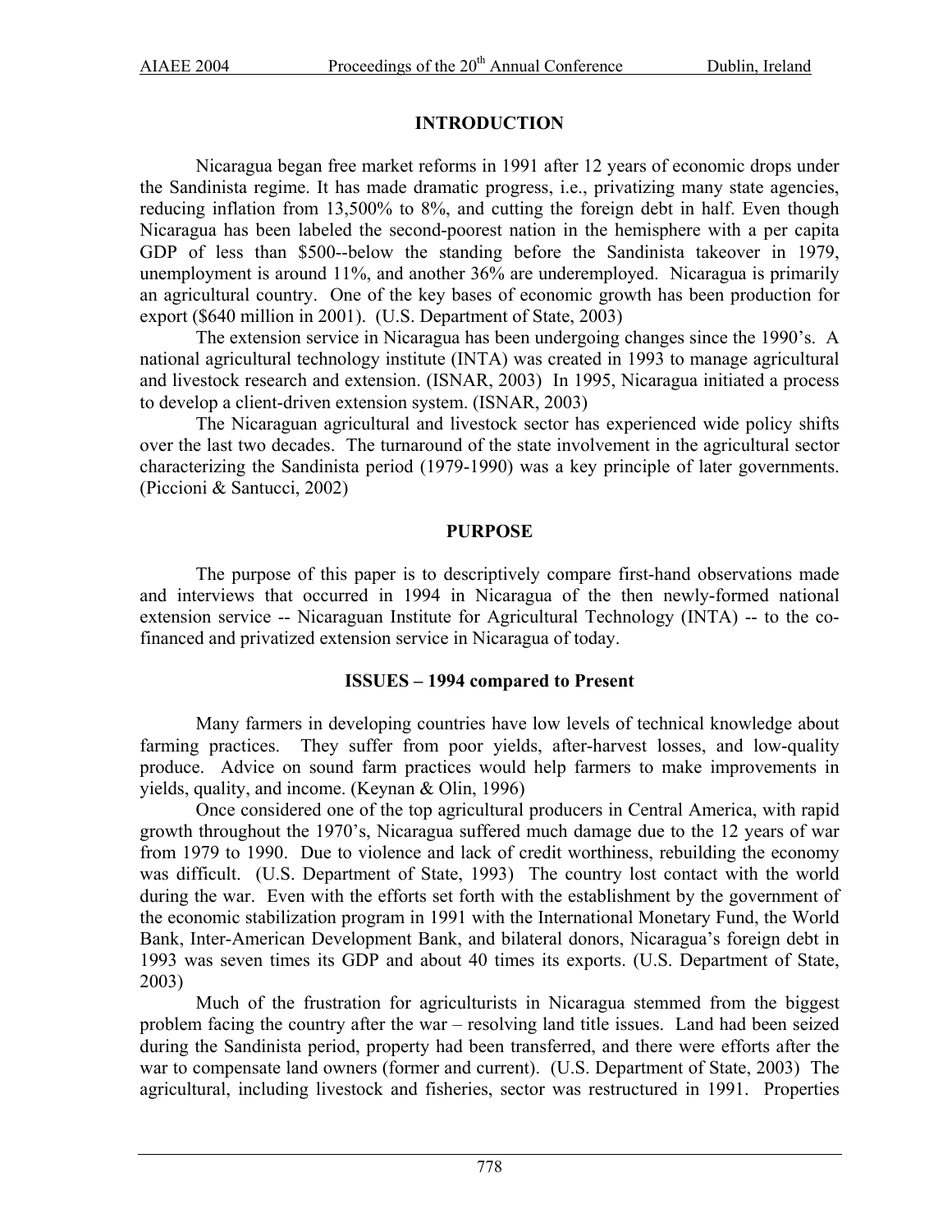## INTRODUCTION

Nicaragua began free market reforms in 1991 after 12 years of economic drops under the Sandinista regime. It has made dramatic progress, i.e., privatizing many state agencies, reducing inflation from 13,500% to 8%, and cutting the foreign debt in half. Even though Nicaragua has been labeled the second-poorest nation in the hemisphere with a per capita GDP of less than $500--below the standing before the Sandinista takeover in 1979, unemployment is around 11%, and another 36% are underemployed. Nicaragua is primarily an agricultural country. One of the key bases of economic growth has been production for export ($640 million in 2001). (U.S. Department of State, 2003)

The extension service in Nicaragua has been undergoing changes since the 1990's. A national agricultural technology institute (INTA) was created in 1993 to manage agricultural and livestock research and extension. (ISNAR, 2003) In 1995, Nicaragua initiated a process to develop a client-driven extension system. (ISNAR, 2003)

The Nicaraguan agricultural and livestock sector has experienced wide policy shifts over the last two decades. The turnaround of the state involvement in the agricultural sector characterizing the Sandinista period (1979-1990) was a key principle of later governments. (Piccioni & Santucci, 2002)

## PURPOSE

The purpose of this paper is to descriptively compare first-hand observations made and interviews that occurred in 1994 in Nicaragua of the then newly-formed national extension service -- Nicaraguan Institute for Agricultural Technology (INTA) -- to the co-financed and privatized extension service in Nicaragua of today.

## ISSUES – 1994 compared to Present

Many farmers in developing countries have low levels of technical knowledge about farming practices. They suffer from poor yields, after-harvest losses, and low-quality produce. Advice on sound farm practices would help farmers to make improvements in yields, quality, and income. (Keynan & Olin, 1996)

Once considered one of the top agricultural producers in Central America, with rapid growth throughout the 1970's, Nicaragua suffered much damage due to the 12 years of war from 1979 to 1990. Due to violence and lack of credit worthiness, rebuilding the economy was difficult. (U.S. Department of State, 1993) The country lost contact with the world during the war. Even with the efforts set forth with the establishment by the government of the economic stabilization program in 1991 with the International Monetary Fund, the World Bank, Inter-American Development Bank, and bilateral donors, Nicaragua's foreign debt in 1993 was seven times its GDP and about 40 times its exports. (U.S. Department of State, 2003)

Much of the frustration for agriculturists in Nicaragua stemmed from the biggest problem facing the country after the war – resolving land title issues. Land had been seized during the Sandinista period, property had been transferred, and there were efforts after the war to compensate land owners (former and current). (U.S. Department of State, 2003) The agricultural, including livestock and fisheries, sector was restructured in 1991. Properties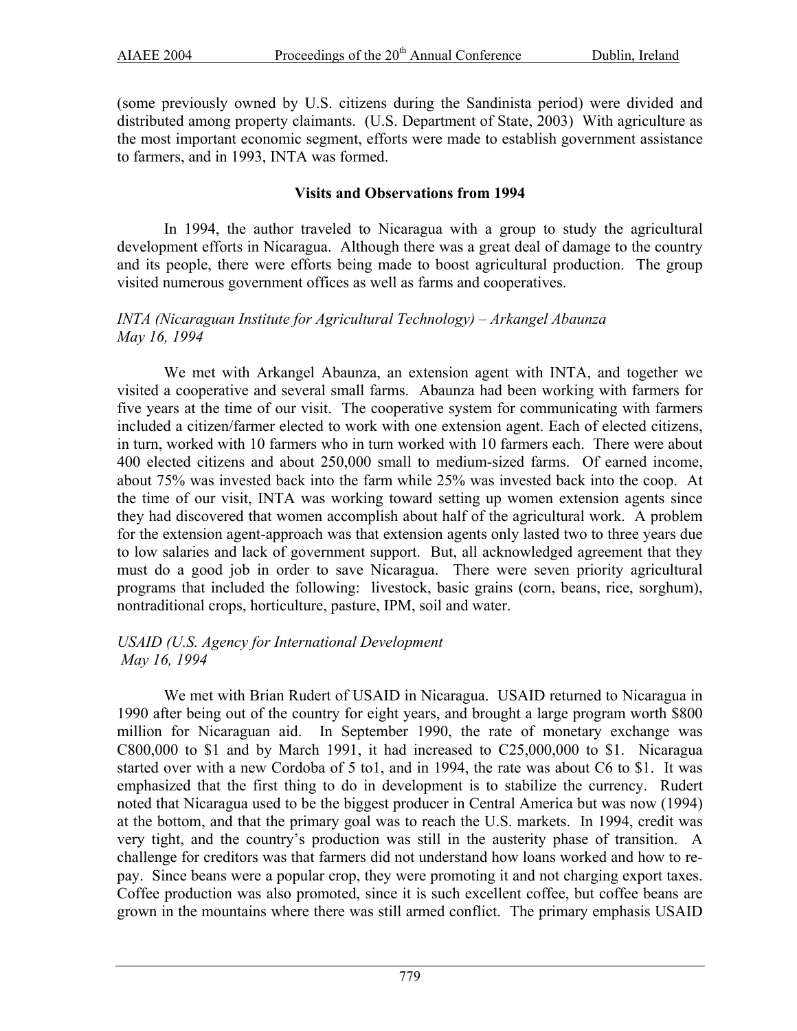(some previously owned by U.S. citizens during the Sandinista period) were divided and distributed among property claimants. (U.S. Department of State, 2003) With agriculture as the most important economic segment, efforts were made to establish government assistance to farmers, and in 1993, INTA was formed.

## Visits and Observations from 1994

In 1994, the author traveled to Nicaragua with a group to study the agricultural development efforts in Nicaragua. Although there was a great deal of damage to the country and its people, there were efforts being made to boost agricultural production. The group visited numerous government offices as well as farms and cooperatives.

*INTA (Nicaraguan Institute for Agricultural Technology) – Arkangel Abaunza*
*May 16, 1994*

We met with Arkangel Abaunza, an extension agent with INTA, and together we visited a cooperative and several small farms. Abaunza had been working with farmers for five years at the time of our visit. The cooperative system for communicating with farmers included a citizen/farmer elected to work with one extension agent. Each of elected citizens, in turn, worked with 10 farmers who in turn worked with 10 farmers each. There were about 400 elected citizens and about 250,000 small to medium-sized farms. Of earned income, about 75% was invested back into the farm while 25% was invested back into the coop. At the time of our visit, INTA was working toward setting up women extension agents since they had discovered that women accomplish about half of the agricultural work. A problem for the extension agent-approach was that extension agents only lasted two to three years due to low salaries and lack of government support. But, all acknowledged agreement that they must do a good job in order to save Nicaragua. There were seven priority agricultural programs that included the following: livestock, basic grains (corn, beans, rice, sorghum), nontraditional crops, horticulture, pasture, IPM, soil and water.

*USAID (U.S. Agency for International Development*
*May 16, 1994*

We met with Brian Rudert of USAID in Nicaragua. USAID returned to Nicaragua in 1990 after being out of the country for eight years, and brought a large program worth $800 million for Nicaraguan aid. In September 1990, the rate of monetary exchange was C800,000 to $1 and by March 1991, it had increased to C25,000,000 to $1. Nicaragua started over with a new Cordoba of 5 to1, and in 1994, the rate was about C6 to $1. It was emphasized that the first thing to do in development is to stabilize the currency. Rudert noted that Nicaragua used to be the biggest producer in Central America but was now (1994) at the bottom, and that the primary goal was to reach the U.S. markets. In 1994, credit was very tight, and the country's production was still in the austerity phase of transition. A challenge for creditors was that farmers did not understand how loans worked and how to re-pay. Since beans were a popular crop, they were promoting it and not charging export taxes. Coffee production was also promoted, since it is such excellent coffee, but coffee beans are grown in the mountains where there was still armed conflict. The primary emphasis USAID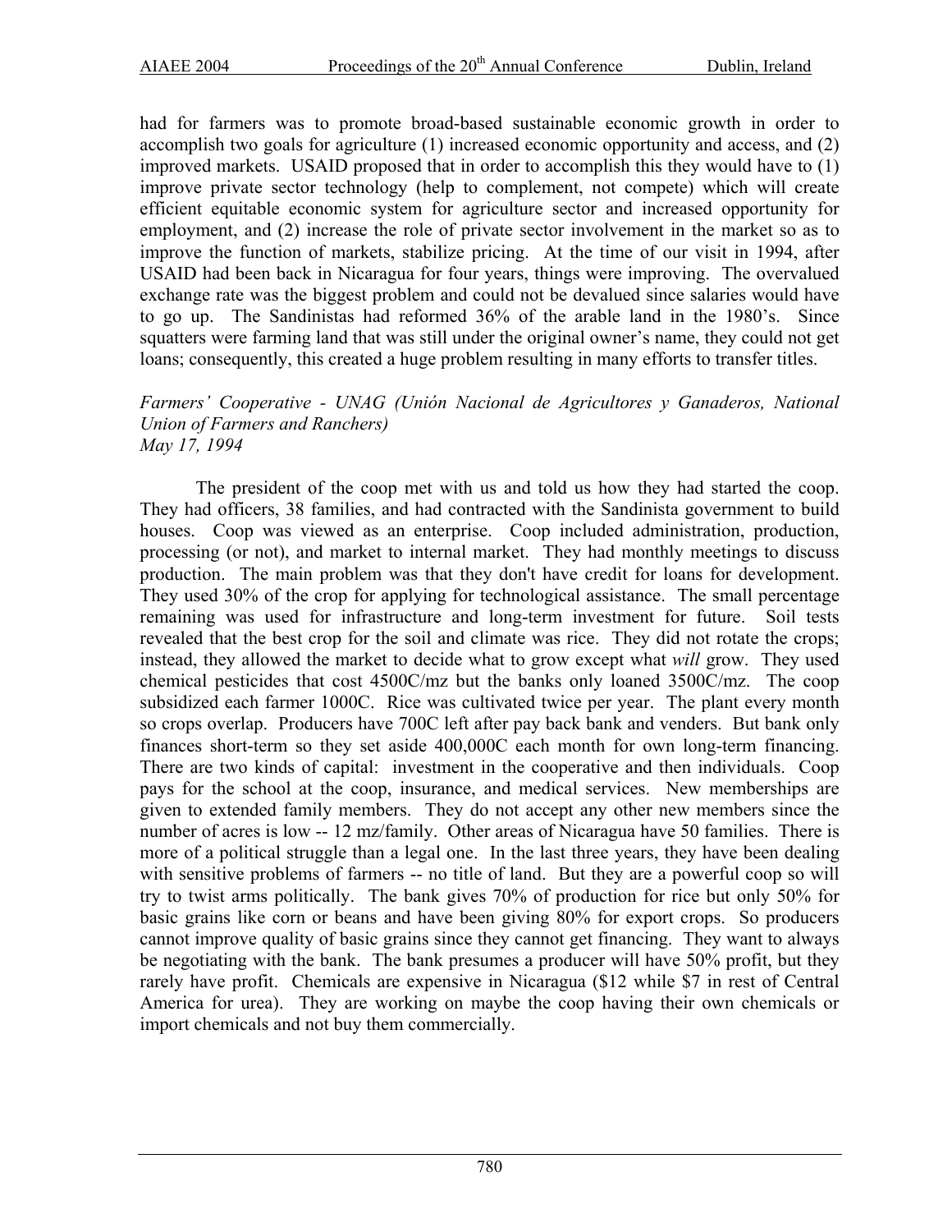had for farmers was to promote broad-based sustainable economic growth in order to accomplish two goals for agriculture (1) increased economic opportunity and access, and (2) improved markets. USAID proposed that in order to accomplish this they would have to (1) improve private sector technology (help to complement, not compete) which will create efficient equitable economic system for agriculture sector and increased opportunity for employment, and (2) increase the role of private sector involvement in the market so as to improve the function of markets, stabilize pricing. At the time of our visit in 1994, after USAID had been back in Nicaragua for four years, things were improving. The overvalued exchange rate was the biggest problem and could not be devalued since salaries would have to go up. The Sandinistas had reformed 36% of the arable land in the 1980's. Since squatters were farming land that was still under the original owner's name, they could not get loans; consequently, this created a huge problem resulting in many efforts to transfer titles.

*Farmers' Cooperative - UNAG (Unión Nacional de Agricultores y Ganaderos, National Union of Farmers and Ranchers)*
*May 17, 1994*

The president of the coop met with us and told us how they had started the coop. They had officers, 38 families, and had contracted with the Sandinista government to build houses. Coop was viewed as an enterprise. Coop included administration, production, processing (or not), and market to internal market. They had monthly meetings to discuss production. The main problem was that they don't have credit for loans for development. They used 30% of the crop for applying for technological assistance. The small percentage remaining was used for infrastructure and long-term investment for future. Soil tests revealed that the best crop for the soil and climate was rice. They did not rotate the crops; instead, they allowed the market to decide what to grow except what *will* grow. They used chemical pesticides that cost 4500C/mz but the banks only loaned 3500C/mz. The coop subsidized each farmer 1000C. Rice was cultivated twice per year. The plant every month so crops overlap. Producers have 700C left after pay back bank and venders. But bank only finances short-term so they set aside 400,000C each month for own long-term financing. There are two kinds of capital: investment in the cooperative and then individuals. Coop pays for the school at the coop, insurance, and medical services. New memberships are given to extended family members. They do not accept any other new members since the number of acres is low -- 12 mz/family. Other areas of Nicaragua have 50 families. There is more of a political struggle than a legal one. In the last three years, they have been dealing with sensitive problems of farmers -- no title of land. But they are a powerful coop so will try to twist arms politically. The bank gives 70% of production for rice but only 50% for basic grains like corn or beans and have been giving 80% for export crops. So producers cannot improve quality of basic grains since they cannot get financing. They want to always be negotiating with the bank. The bank presumes a producer will have 50% profit, but they rarely have profit. Chemicals are expensive in Nicaragua ($12 while $7 in rest of Central America for urea). They are working on maybe the coop having their own chemicals or import chemicals and not buy them commercially.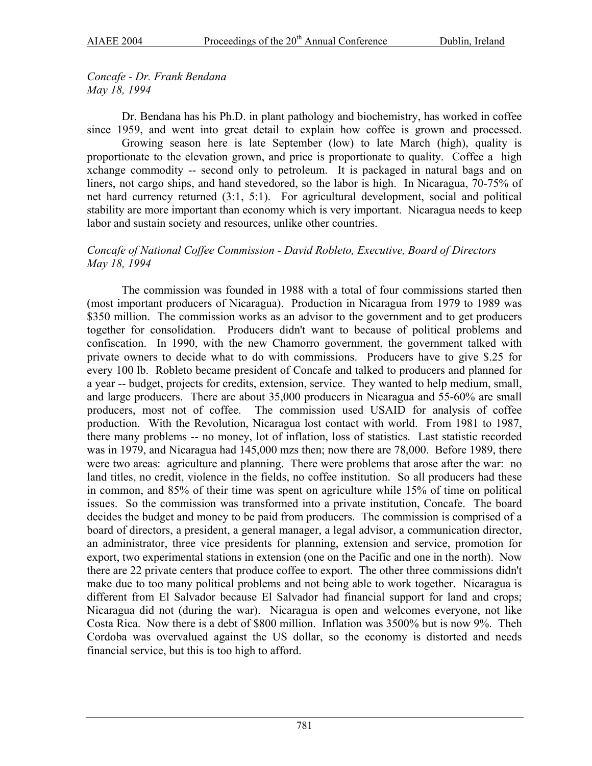*Concafe - Dr. Frank Bendana*
*May 18, 1994*

Dr. Bendana has his Ph.D. in plant pathology and biochemistry, has worked in coffee since 1959, and went into great detail to explain how coffee is grown and processed.

Growing season here is late September (low) to late March (high), quality is proportionate to the elevation grown, and price is proportionate to quality. Coffee a high xchange commodity -- second only to petroleum. It is packaged in natural bags and on liners, not cargo ships, and hand stevedored, so the labor is high. In Nicaragua, 70-75% of net hard currency returned (3:1, 5:1). For agricultural development, social and political stability are more important than economy which is very important. Nicaragua needs to keep labor and sustain society and resources, unlike other countries.

*Concafe of National Coffee Commission - David Robleto, Executive, Board of Directors*
*May 18, 1994*

The commission was founded in 1988 with a total of four commissions started then (most important producers of Nicaragua). Production in Nicaragua from 1979 to 1989 was $350 million. The commission works as an advisor to the government and to get producers together for consolidation. Producers didn't want to because of political problems and confiscation. In 1990, with the new Chamorro government, the government talked with private owners to decide what to do with commissions. Producers have to give $.25 for every 100 lb. Robleto became president of Concafe and talked to producers and planned for a year -- budget, projects for credits, extension, service. They wanted to help medium, small, and large producers. There are about 35,000 producers in Nicaragua and 55-60% are small producers, most not of coffee. The commission used USAID for analysis of coffee production. With the Revolution, Nicaragua lost contact with world. From 1981 to 1987, there many problems -- no money, lot of inflation, loss of statistics. Last statistic recorded was in 1979, and Nicaragua had 145,000 mzs then; now there are 78,000. Before 1989, there were two areas: agriculture and planning. There were problems that arose after the war: no land titles, no credit, violence in the fields, no coffee institution. So all producers had these in common, and 85% of their time was spent on agriculture while 15% of time on political issues. So the commission was transformed into a private institution, Concafe. The board decides the budget and money to be paid from producers. The commission is comprised of a board of directors, a president, a general manager, a legal advisor, a communication director, an administrator, three vice presidents for planning, extension and service, promotion for export, two experimental stations in extension (one on the Pacific and one in the north). Now there are 22 private centers that produce coffee to export. The other three commissions didn't make due to too many political problems and not being able to work together. Nicaragua is different from El Salvador because El Salvador had financial support for land and crops; Nicaragua did not (during the war). Nicaragua is open and welcomes everyone, not like Costa Rica. Now there is a debt of $800 million. Inflation was 3500% but is now 9%. Theh Cordoba was overvalued against the US dollar, so the economy is distorted and needs financial service, but this is too high to afford.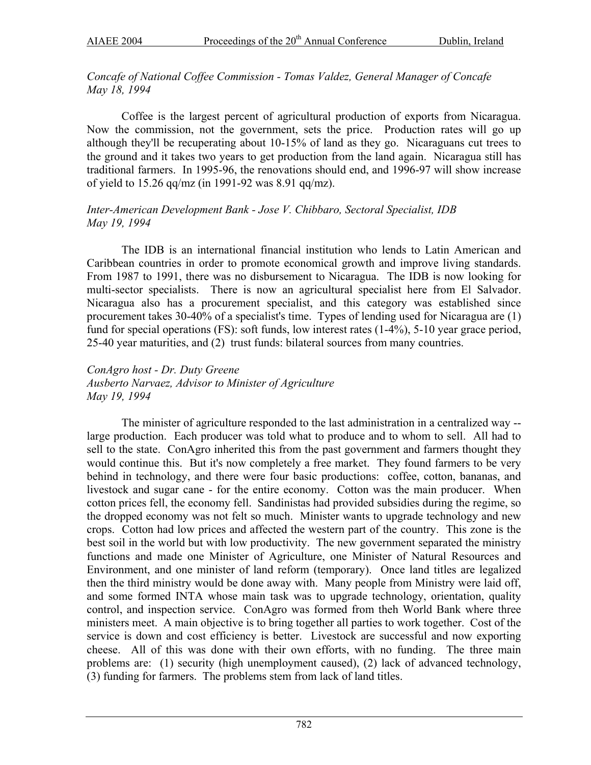*Concafe of National Coffee Commission - Tomas Valdez, General Manager of Concafe*
*May 18, 1994*

Coffee is the largest percent of agricultural production of exports from Nicaragua. Now the commission, not the government, sets the price. Production rates will go up although they'll be recuperating about 10-15% of land as they go. Nicaraguans cut trees to the ground and it takes two years to get production from the land again. Nicaragua still has traditional farmers. In 1995-96, the renovations should end, and 1996-97 will show increase of yield to 15.26 qq/mz (in 1991-92 was 8.91 qq/mz).

*Inter-American Development Bank - Jose V. Chibbaro, Sectoral Specialist, IDB*
*May 19, 1994*

The IDB is an international financial institution who lends to Latin American and Caribbean countries in order to promote economical growth and improve living standards. From 1987 to 1991, there was no disbursement to Nicaragua. The IDB is now looking for multi-sector specialists. There is now an agricultural specialist here from El Salvador. Nicaragua also has a procurement specialist, and this category was established since procurement takes 30-40% of a specialist's time. Types of lending used for Nicaragua are (1) fund for special operations (FS): soft funds, low interest rates (1-4%), 5-10 year grace period, 25-40 year maturities, and (2) trust funds: bilateral sources from many countries.

*ConAgro host - Dr. Duty Greene*
*Ausberto Narvaez, Advisor to Minister of Agriculture*
*May 19, 1994*

The minister of agriculture responded to the last administration in a centralized way -- large production. Each producer was told what to produce and to whom to sell. All had to sell to the state. ConAgro inherited this from the past government and farmers thought they would continue this. But it's now completely a free market. They found farmers to be very behind in technology, and there were four basic productions: coffee, cotton, bananas, and livestock and sugar cane - for the entire economy. Cotton was the main producer. When cotton prices fell, the economy fell. Sandinistas had provided subsidies during the regime, so the dropped economy was not felt so much. Minister wants to upgrade technology and new crops. Cotton had low prices and affected the western part of the country. This zone is the best soil in the world but with low productivity. The new government separated the ministry functions and made one Minister of Agriculture, one Minister of Natural Resources and Environment, and one minister of land reform (temporary). Once land titles are legalized then the third ministry would be done away with. Many people from Ministry were laid off, and some formed INTA whose main task was to upgrade technology, orientation, quality control, and inspection service. ConAgro was formed from theh World Bank where three ministers meet. A main objective is to bring together all parties to work together. Cost of the service is down and cost efficiency is better. Livestock are successful and now exporting cheese. All of this was done with their own efforts, with no funding. The three main problems are: (1) security (high unemployment caused), (2) lack of advanced technology, (3) funding for farmers. The problems stem from lack of land titles.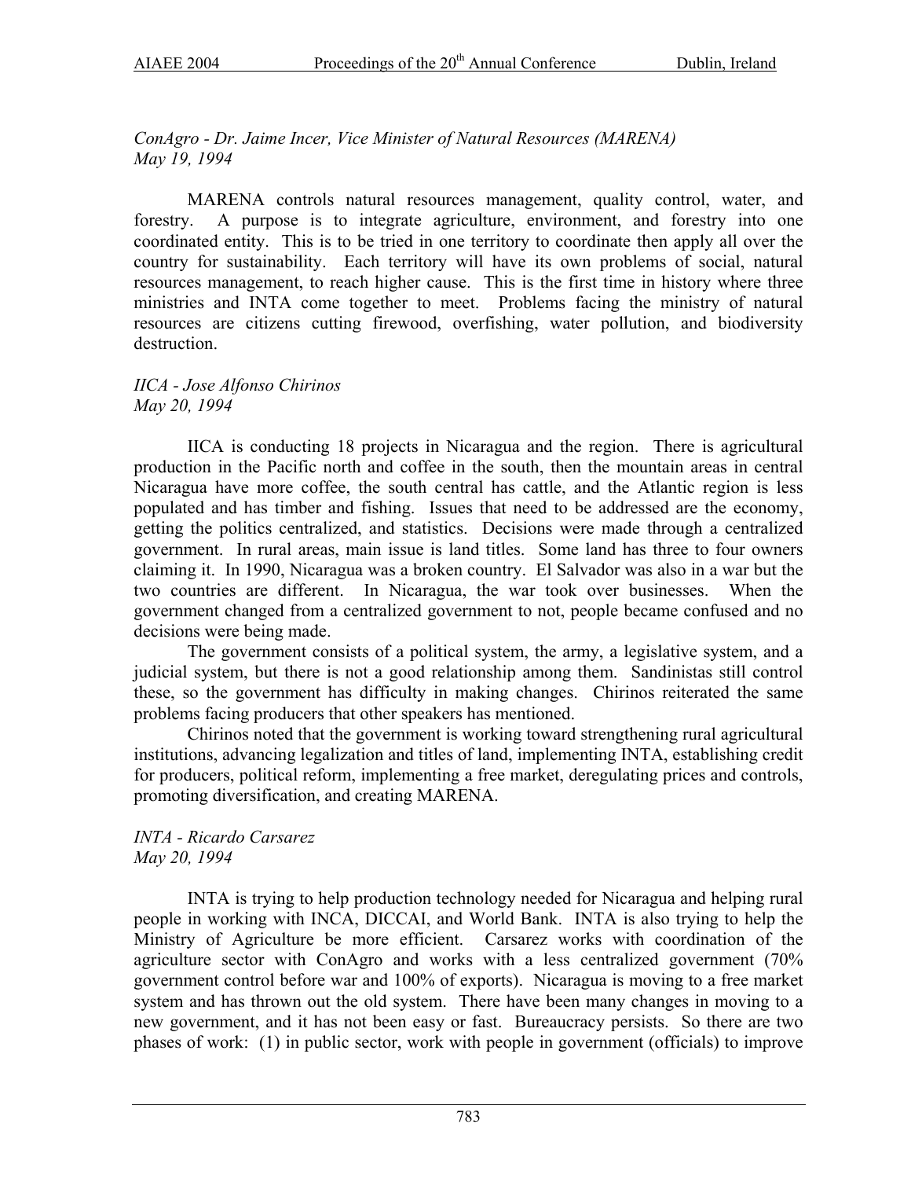*ConAgro - Dr. Jaime Incer, Vice Minister of Natural Resources (MARENA)*
*May 19, 1994*

MARENA controls natural resources management, quality control, water, and forestry. A purpose is to integrate agriculture, environment, and forestry into one coordinated entity. This is to be tried in one territory to coordinate then apply all over the country for sustainability. Each territory will have its own problems of social, natural resources management, to reach higher cause. This is the first time in history where three ministries and INTA come together to meet. Problems facing the ministry of natural resources are citizens cutting firewood, overfishing, water pollution, and biodiversity destruction.

*IICA - Jose Alfonso Chirinos*
*May 20, 1994*

IICA is conducting 18 projects in Nicaragua and the region. There is agricultural production in the Pacific north and coffee in the south, then the mountain areas in central Nicaragua have more coffee, the south central has cattle, and the Atlantic region is less populated and has timber and fishing. Issues that need to be addressed are the economy, getting the politics centralized, and statistics. Decisions were made through a centralized government. In rural areas, main issue is land titles. Some land has three to four owners claiming it. In 1990, Nicaragua was a broken country. El Salvador was also in a war but the two countries are different. In Nicaragua, the war took over businesses. When the government changed from a centralized government to not, people became confused and no decisions were being made.

The government consists of a political system, the army, a legislative system, and a judicial system, but there is not a good relationship among them. Sandinistas still control these, so the government has difficulty in making changes. Chirinos reiterated the same problems facing producers that other speakers has mentioned.

Chirinos noted that the government is working toward strengthening rural agricultural institutions, advancing legalization and titles of land, implementing INTA, establishing credit for producers, political reform, implementing a free market, deregulating prices and controls, promoting diversification, and creating MARENA.

*INTA - Ricardo Carsarez*
*May 20, 1994*

INTA is trying to help production technology needed for Nicaragua and helping rural people in working with INCA, DICCAI, and World Bank. INTA is also trying to help the Ministry of Agriculture be more efficient. Carsarez works with coordination of the agriculture sector with ConAgro and works with a less centralized government (70% government control before war and 100% of exports). Nicaragua is moving to a free market system and has thrown out the old system. There have been many changes in moving to a new government, and it has not been easy or fast. Bureaucracy persists. So there are two phases of work: (1) in public sector, work with people in government (officials) to improve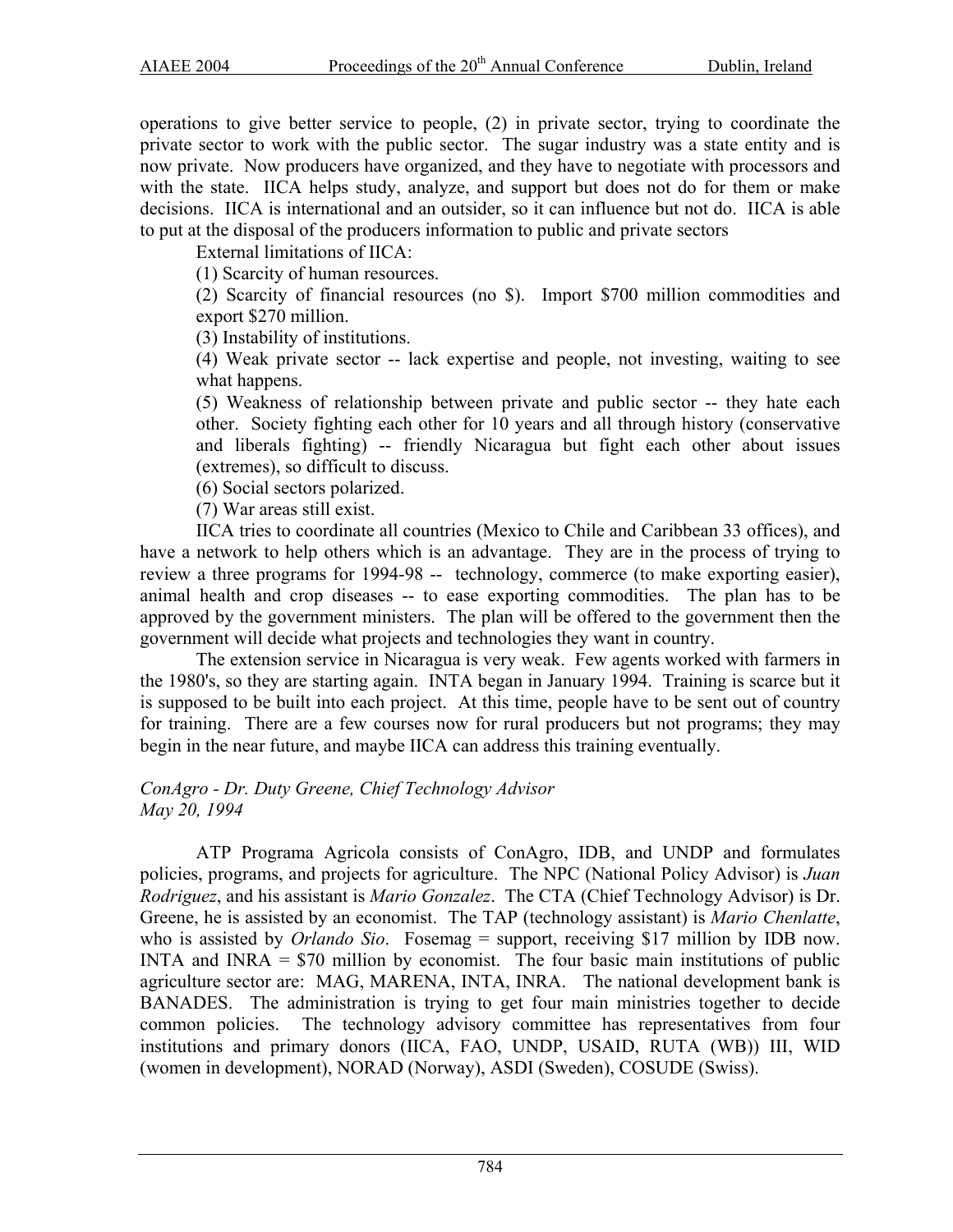operations to give better service to people, (2) in private sector, trying to coordinate the private sector to work with the public sector. The sugar industry was a state entity and is now private. Now producers have organized, and they have to negotiate with processors and with the state. IICA helps study, analyze, and support but does not do for them or make decisions. IICA is international and an outsider, so it can influence but not do. IICA is able to put at the disposal of the producers information to public and private sectors

External limitations of IICA:

(1) Scarcity of human resources.

(2) Scarcity of financial resources (no $). Import $700 million commodities and export $270 million.

(3) Instability of institutions.

(4) Weak private sector -- lack expertise and people, not investing, waiting to see what happens.

(5) Weakness of relationship between private and public sector -- they hate each other. Society fighting each other for 10 years and all through history (conservative and liberals fighting) -- friendly Nicaragua but fight each other about issues (extremes), so difficult to discuss.

(6) Social sectors polarized.

(7) War areas still exist.

IICA tries to coordinate all countries (Mexico to Chile and Caribbean 33 offices), and have a network to help others which is an advantage. They are in the process of trying to review a three programs for 1994-98 -- technology, commerce (to make exporting easier), animal health and crop diseases -- to ease exporting commodities. The plan has to be approved by the government ministers. The plan will be offered to the government then the government will decide what projects and technologies they want in country.

The extension service in Nicaragua is very weak. Few agents worked with farmers in the 1980's, so they are starting again. INTA began in January 1994. Training is scarce but it is supposed to be built into each project. At this time, people have to be sent out of country for training. There are a few courses now for rural producers but not programs; they may begin in the near future, and maybe IICA can address this training eventually.

*ConAgro - Dr. Duty Greene, Chief Technology Advisor*
*May 20, 1994*

ATP Programa Agricola consists of ConAgro, IDB, and UNDP and formulates policies, programs, and projects for agriculture. The NPC (National Policy Advisor) is *Juan Rodriguez*, and his assistant is *Mario Gonzalez*. The CTA (Chief Technology Advisor) is Dr. Greene, he is assisted by an economist. The TAP (technology assistant) is *Mario Chenlatte*, who is assisted by *Orlando Sio*. Fosemag = support, receiving $17 million by IDB now. INTA and INRA = $70 million by economist. The four basic main institutions of public agriculture sector are: MAG, MARENA, INTA, INRA. The national development bank is BANADES. The administration is trying to get four main ministries together to decide common policies. The technology advisory committee has representatives from four institutions and primary donors (IICA, FAO, UNDP, USAID, RUTA (WB)) III, WID (women in development), NORAD (Norway), ASDI (Sweden), COSUDE (Swiss).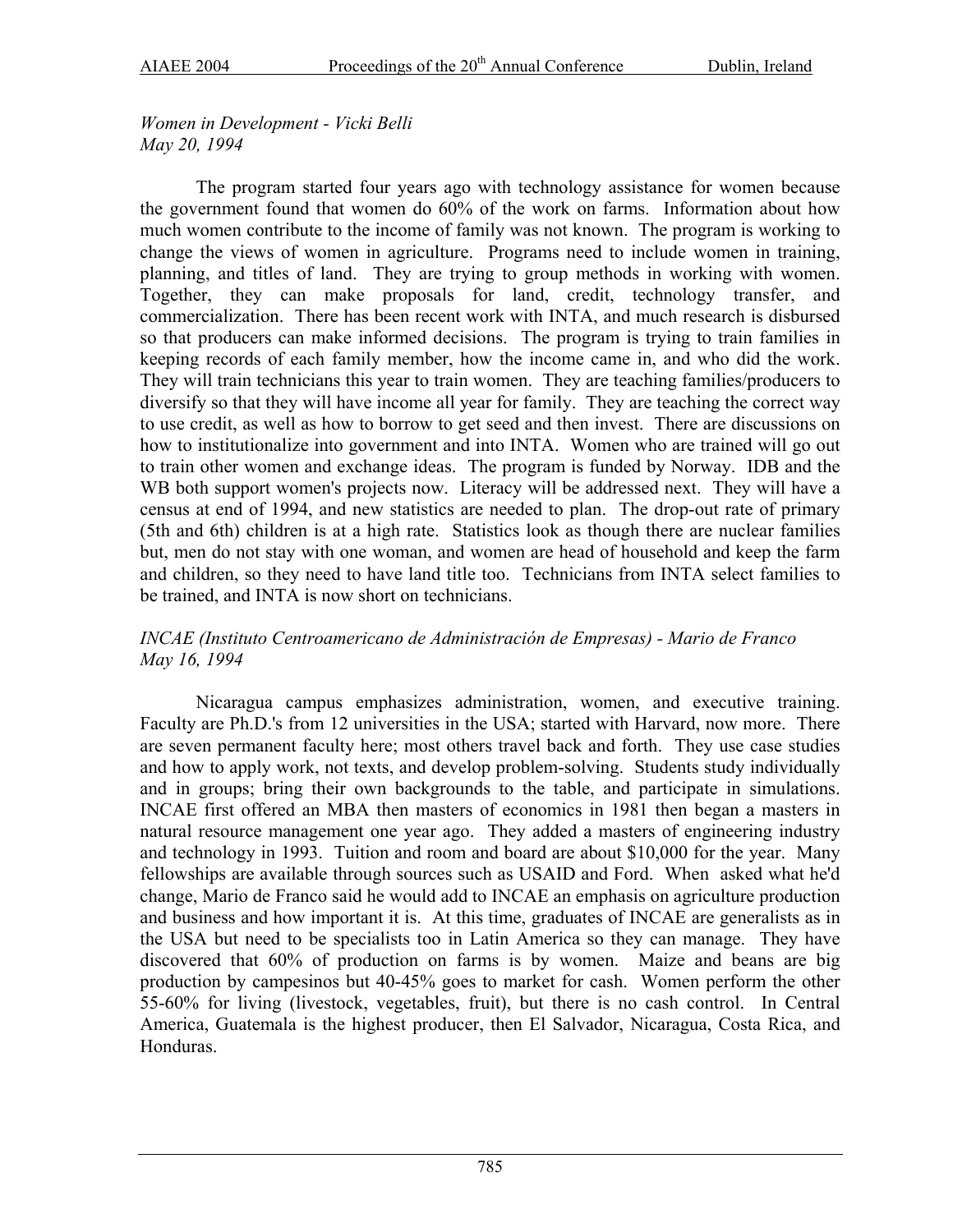*Women in Development - Vicki Belli*
*May 20, 1994*

The program started four years ago with technology assistance for women because the government found that women do 60% of the work on farms. Information about how much women contribute to the income of family was not known. The program is working to change the views of women in agriculture. Programs need to include women in training, planning, and titles of land. They are trying to group methods in working with women. Together, they can make proposals for land, credit, technology transfer, and commercialization. There has been recent work with INTA, and much research is disbursed so that producers can make informed decisions. The program is trying to train families in keeping records of each family member, how the income came in, and who did the work. They will train technicians this year to train women. They are teaching families/producers to diversify so that they will have income all year for family. They are teaching the correct way to use credit, as well as how to borrow to get seed and then invest. There are discussions on how to institutionalize into government and into INTA. Women who are trained will go out to train other women and exchange ideas. The program is funded by Norway. IDB and the WB both support women's projects now. Literacy will be addressed next. They will have a census at end of 1994, and new statistics are needed to plan. The drop-out rate of primary (5th and 6th) children is at a high rate. Statistics look as though there are nuclear families but, men do not stay with one woman, and women are head of household and keep the farm and children, so they need to have land title too. Technicians from INTA select families to be trained, and INTA is now short on technicians.

*INCAE (Instituto Centroamericano de Administración de Empresas) - Mario de Franco*
*May 16, 1994*

Nicaragua campus emphasizes administration, women, and executive training. Faculty are Ph.D.'s from 12 universities in the USA; started with Harvard, now more. There are seven permanent faculty here; most others travel back and forth. They use case studies and how to apply work, not texts, and develop problem-solving. Students study individually and in groups; bring their own backgrounds to the table, and participate in simulations. INCAE first offered an MBA then masters of economics in 1981 then began a masters in natural resource management one year ago. They added a masters of engineering industry and technology in 1993. Tuition and room and board are about $10,000 for the year. Many fellowships are available through sources such as USAID and Ford. When asked what he'd change, Mario de Franco said he would add to INCAE an emphasis on agriculture production and business and how important it is. At this time, graduates of INCAE are generalists as in the USA but need to be specialists too in Latin America so they can manage. They have discovered that 60% of production on farms is by women. Maize and beans are big production by campesinos but 40-45% goes to market for cash. Women perform the other 55-60% for living (livestock, vegetables, fruit), but there is no cash control. In Central America, Guatemala is the highest producer, then El Salvador, Nicaragua, Costa Rica, and Honduras.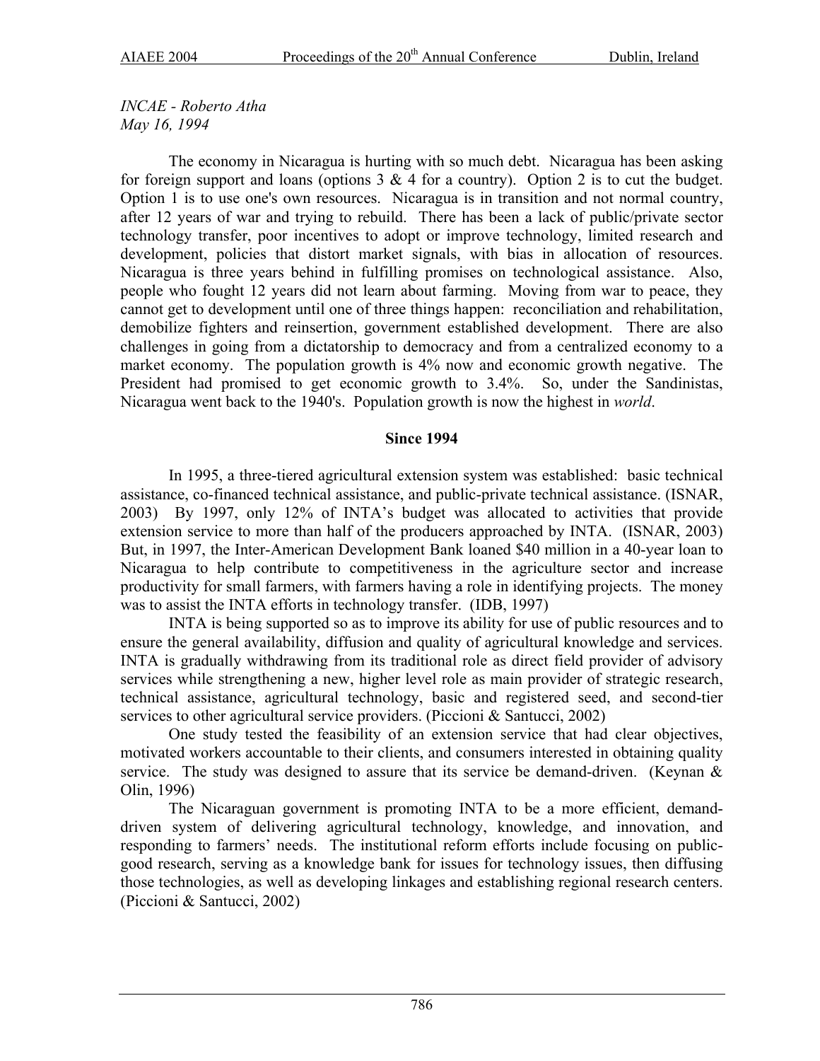*INCAE - Roberto Atha*
*May 16, 1994*

The economy in Nicaragua is hurting with so much debt. Nicaragua has been asking for foreign support and loans (options 3 & 4 for a country). Option 2 is to cut the budget. Option 1 is to use one's own resources. Nicaragua is in transition and not normal country, after 12 years of war and trying to rebuild. There has been a lack of public/private sector technology transfer, poor incentives to adopt or improve technology, limited research and development, policies that distort market signals, with bias in allocation of resources. Nicaragua is three years behind in fulfilling promises on technological assistance. Also, people who fought 12 years did not learn about farming. Moving from war to peace, they cannot get to development until one of three things happen: reconciliation and rehabilitation, demobilize fighters and reinsertion, government established development. There are also challenges in going from a dictatorship to democracy and from a centralized economy to a market economy. The population growth is 4% now and economic growth negative. The President had promised to get economic growth to 3.4%. So, under the Sandinistas, Nicaragua went back to the 1940's. Population growth is now the highest in *world*.

**Since 1994**

In 1995, a three-tiered agricultural extension system was established: basic technical assistance, co-financed technical assistance, and public-private technical assistance. (ISNAR, 2003) By 1997, only 12% of INTA's budget was allocated to activities that provide extension service to more than half of the producers approached by INTA. (ISNAR, 2003) But, in 1997, the Inter-American Development Bank loaned $40 million in a 40-year loan to Nicaragua to help contribute to competitiveness in the agriculture sector and increase productivity for small farmers, with farmers having a role in identifying projects. The money was to assist the INTA efforts in technology transfer. (IDB, 1997)

INTA is being supported so as to improve its ability for use of public resources and to ensure the general availability, diffusion and quality of agricultural knowledge and services. INTA is gradually withdrawing from its traditional role as direct field provider of advisory services while strengthening a new, higher level role as main provider of strategic research, technical assistance, agricultural technology, basic and registered seed, and second-tier services to other agricultural service providers. (Piccioni & Santucci, 2002)

One study tested the feasibility of an extension service that had clear objectives, motivated workers accountable to their clients, and consumers interested in obtaining quality service. The study was designed to assure that its service be demand-driven. (Keynan & Olin, 1996)

The Nicaraguan government is promoting INTA to be a more efficient, demand-driven system of delivering agricultural technology, knowledge, and innovation, and responding to farmers' needs. The institutional reform efforts include focusing on public-good research, serving as a knowledge bank for issues for technology issues, then diffusing those technologies, as well as developing linkages and establishing regional research centers. (Piccioni & Santucci, 2002)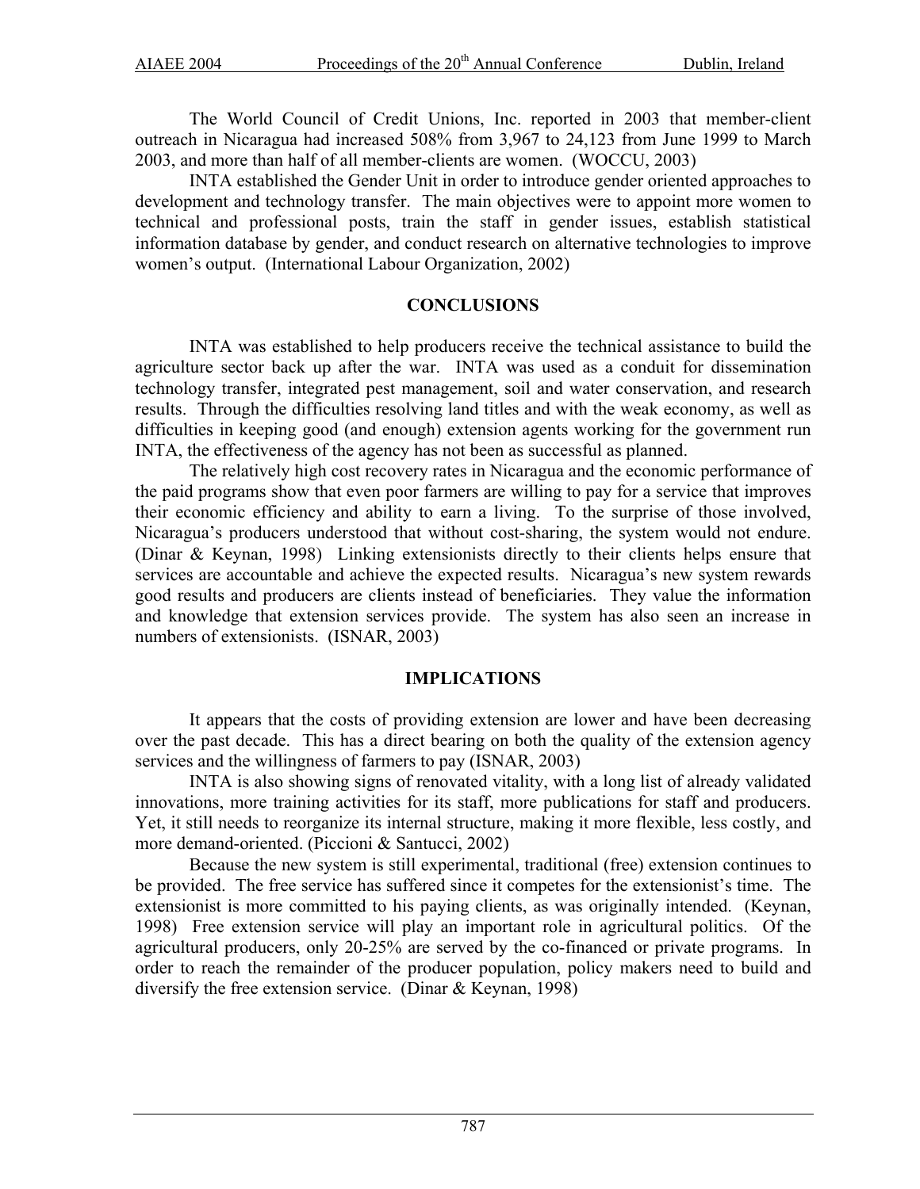The World Council of Credit Unions, Inc. reported in 2003 that member-client outreach in Nicaragua had increased 508% from 3,967 to 24,123 from June 1999 to March 2003, and more than half of all member-clients are women. (WOCCU, 2003)

INTA established the Gender Unit in order to introduce gender oriented approaches to development and technology transfer. The main objectives were to appoint more women to technical and professional posts, train the staff in gender issues, establish statistical information database by gender, and conduct research on alternative technologies to improve women's output. (International Labour Organization, 2002)

## CONCLUSIONS

INTA was established to help producers receive the technical assistance to build the agriculture sector back up after the war. INTA was used as a conduit for dissemination technology transfer, integrated pest management, soil and water conservation, and research results. Through the difficulties resolving land titles and with the weak economy, as well as difficulties in keeping good (and enough) extension agents working for the government run INTA, the effectiveness of the agency has not been as successful as planned.

The relatively high cost recovery rates in Nicaragua and the economic performance of the paid programs show that even poor farmers are willing to pay for a service that improves their economic efficiency and ability to earn a living. To the surprise of those involved, Nicaragua's producers understood that without cost-sharing, the system would not endure. (Dinar & Keynan, 1998) Linking extensionists directly to their clients helps ensure that services are accountable and achieve the expected results. Nicaragua's new system rewards good results and producers are clients instead of beneficiaries. They value the information and knowledge that extension services provide. The system has also seen an increase in numbers of extensionists. (ISNAR, 2003)

## IMPLICATIONS

It appears that the costs of providing extension are lower and have been decreasing over the past decade. This has a direct bearing on both the quality of the extension agency services and the willingness of farmers to pay (ISNAR, 2003)

INTA is also showing signs of renovated vitality, with a long list of already validated innovations, more training activities for its staff, more publications for staff and producers. Yet, it still needs to reorganize its internal structure, making it more flexible, less costly, and more demand-oriented. (Piccioni & Santucci, 2002)

Because the new system is still experimental, traditional (free) extension continues to be provided. The free service has suffered since it competes for the extensionist's time. The extensionist is more committed to his paying clients, as was originally intended. (Keynan, 1998) Free extension service will play an important role in agricultural politics. Of the agricultural producers, only 20-25% are served by the co-financed or private programs. In order to reach the remainder of the producer population, policy makers need to build and diversify the free extension service. (Dinar & Keynan, 1998)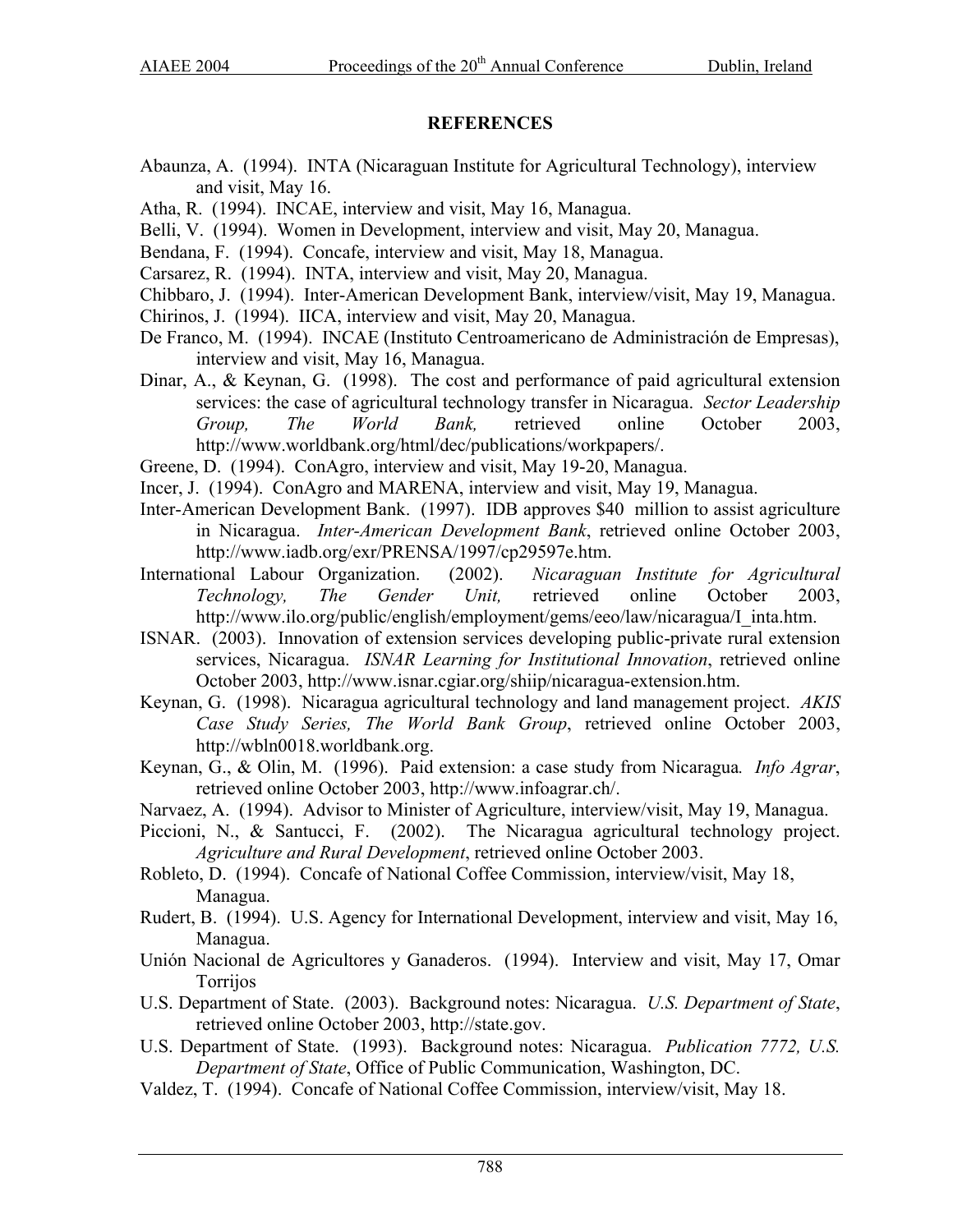## REFERENCES

Abaunza, A. (1994). INTA (Nicaraguan Institute for Agricultural Technology), interview and visit, May 16.

Atha, R. (1994). INCAE, interview and visit, May 16, Managua.

Belli, V. (1994). Women in Development, interview and visit, May 20, Managua.

Bendana, F. (1994). Concafe, interview and visit, May 18, Managua.

Carsarez, R. (1994). INTA, interview and visit, May 20, Managua.

Chibbaro, J. (1994). Inter-American Development Bank, interview/visit, May 19, Managua.

Chirinos, J. (1994). IICA, interview and visit, May 20, Managua.

De Franco, M. (1994). INCAE (Instituto Centroamericano de Administración de Empresas), interview and visit, May 16, Managua.

Dinar, A., & Keynan, G. (1998). The cost and performance of paid agricultural extension services: the case of agricultural technology transfer in Nicaragua. *Sector Leadership Group, The World Bank,* retrieved online October 2003, http://www.worldbank.org/html/dec/publications/workpapers/.

Greene, D. (1994). ConAgro, interview and visit, May 19-20, Managua.

Incer, J. (1994). ConAgro and MARENA, interview and visit, May 19, Managua.

Inter-American Development Bank. (1997). IDB approves $40 million to assist agriculture in Nicaragua. *Inter-American Development Bank*, retrieved online October 2003, http://www.iadb.org/exr/PRENSA/1997/cp29597e.htm.

International Labour Organization. (2002). *Nicaraguan Institute for Agricultural Technology, The Gender Unit,* retrieved online October 2003, http://www.ilo.org/public/english/employment/gems/eeo/law/nicaragua/I_inta.htm.

ISNAR. (2003). Innovation of extension services developing public-private rural extension services, Nicaragua. *ISNAR Learning for Institutional Innovation*, retrieved online October 2003, http://www.isnar.cgiar.org/shiip/nicaragua-extension.htm.

Keynan, G. (1998). Nicaragua agricultural technology and land management project. *AKIS Case Study Series, The World Bank Group*, retrieved online October 2003, http://wbln0018.worldbank.org.

Keynan, G., & Olin, M. (1996). Paid extension: a case study from Nicaragua*. Info Agrar*, retrieved online October 2003, http://www.infoagrar.ch/.

Narvaez, A. (1994). Advisor to Minister of Agriculture, interview/visit, May 19, Managua.

Piccioni, N., & Santucci, F. (2002). The Nicaragua agricultural technology project. *Agriculture and Rural Development*, retrieved online October 2003.

Robleto, D. (1994). Concafe of National Coffee Commission, interview/visit, May 18, Managua.

Rudert, B. (1994). U.S. Agency for International Development, interview and visit, May 16, Managua.

Unión Nacional de Agricultores y Ganaderos. (1994). Interview and visit, May 17, Omar Torrijos

U.S. Department of State. (2003). Background notes: Nicaragua. *U.S. Department of State*, retrieved online October 2003, http://state.gov.

U.S. Department of State. (1993). Background notes: Nicaragua. *Publication 7772, U.S. Department of State*, Office of Public Communication, Washington, DC.

Valdez, T. (1994). Concafe of National Coffee Commission, interview/visit, May 18.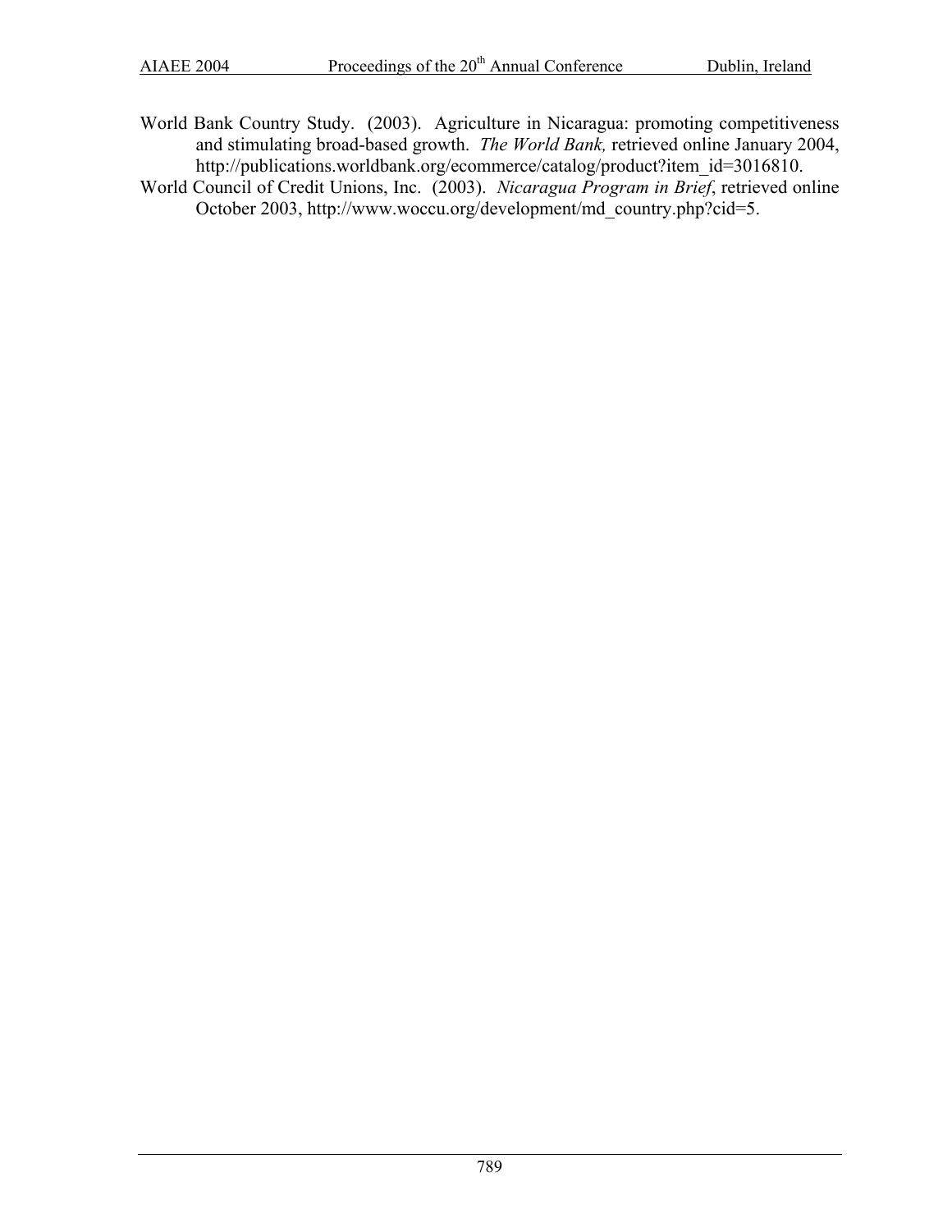World Bank Country Study. (2003). Agriculture in Nicaragua: promoting competitiveness and stimulating broad-based growth. *The World Bank,* retrieved online January 2004, http://publications.worldbank.org/ecommerce/catalog/product?item_id=3016810.

World Council of Credit Unions, Inc. (2003). *Nicaragua Program in Brief*, retrieved online October 2003, http://www.woccu.org/development/md_country.php?cid=5.